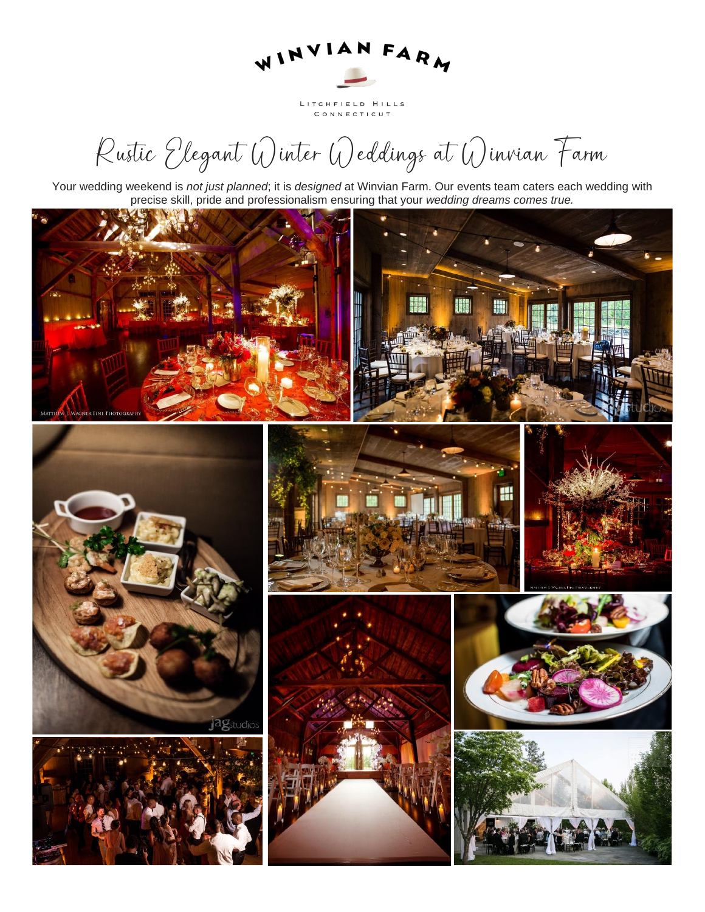WINVIAN FARM

LITCHFIELD HILLS
CONNECTICUT

# Rustic Elegant Winter Weddings at Winvian Farm

Your wedding weekend is *not just planned*; it is *designed* at Winvian Farm. Our events team caters each wedding with precise skill, pride and professionalism ensuring that your *wedding dreams comes true.*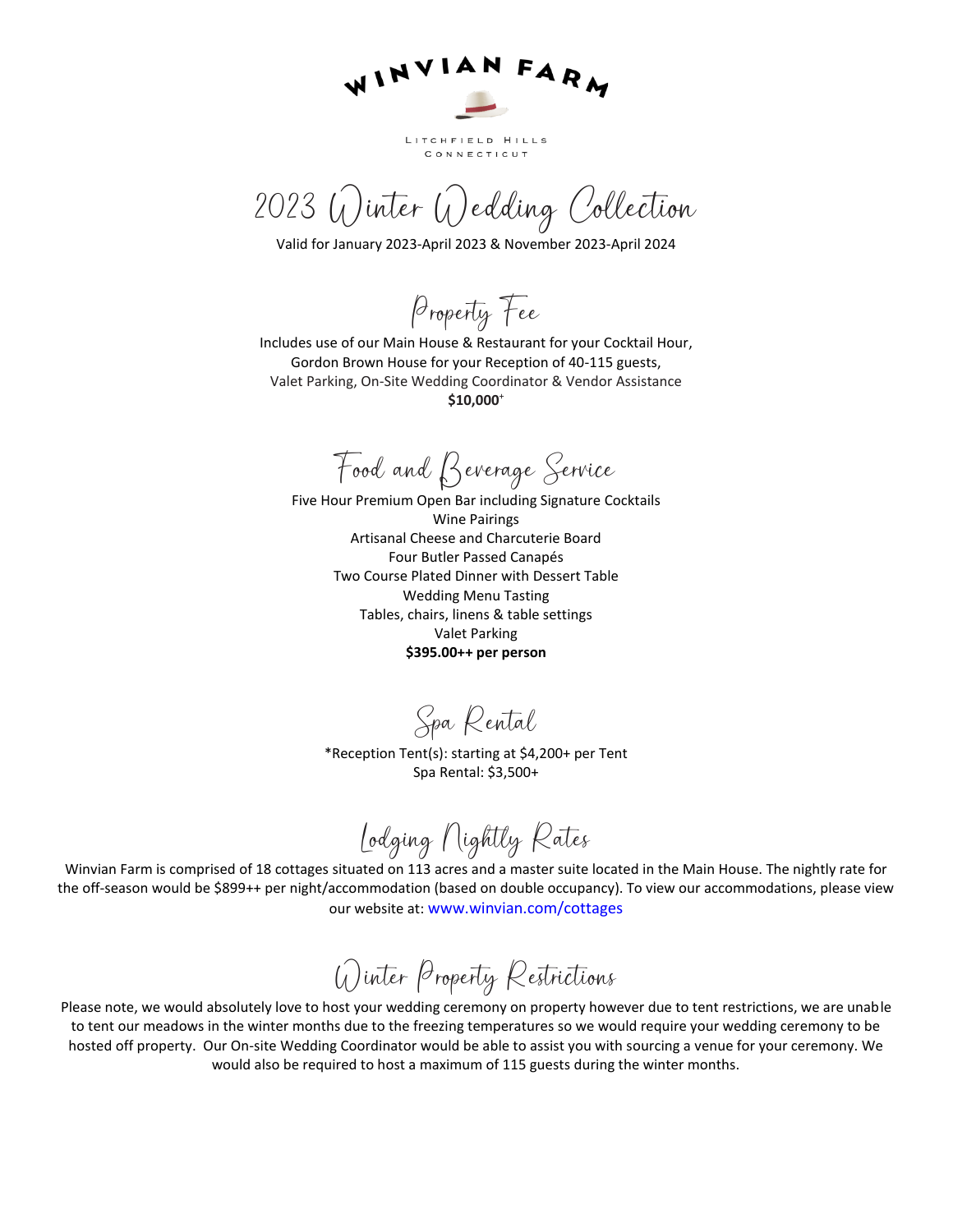WINVIAN FARM

LITCHFIELD HILLS
CONNECTICUT

# 2023 Winter Wedding Collection

Valid for January 2023-April 2023 & November 2023-April 2024

## Property Fee

Includes use of our Main House & Restaurant for your Cocktail Hour,
Gordon Brown House for your Reception of 40-115 guests,
Valet Parking, On-Site Wedding Coordinator & Vendor Assistance
**$10,000+**

## Food and Beverage Service

Five Hour Premium Open Bar including Signature Cocktails
Wine Pairings
Artisanal Cheese and Charcuterie Board
Four Butler Passed Canapés
Two Course Plated Dinner with Dessert Table
Wedding Menu Tasting
Tables, chairs, linens & table settings
Valet Parking
**$395.00++ per person**

## Spa Rental

*Reception Tent(s): starting at $4,200+ per Tent
Spa Rental: $3,500+

## Lodging Nightly Rates

Winvian Farm is comprised of 18 cottages situated on 113 acres and a master suite located in the Main House. The nightly rate for the off-season would be $899++ per night/accommodation (based on double occupancy). To view our accommodations, please view our website at: www.winvian.com/cottages

## Winter Property Restrictions

Please note, we would absolutely love to host your wedding ceremony on property however due to tent restrictions, we are unable to tent our meadows in the winter months due to the freezing temperatures so we would require your wedding ceremony to be hosted off property. Our On-site Wedding Coordinator would be able to assist you with sourcing a venue for your ceremony. We would also be required to host a maximum of 115 guests during the winter months.